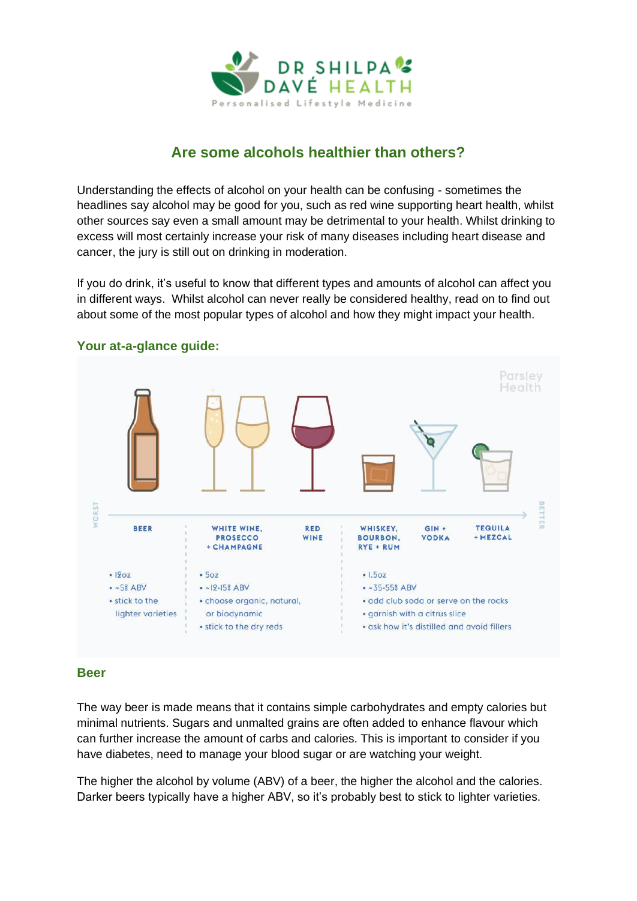# Are some alcohols healthier than others?

Understanding the effects of alcohol on your health can be confusing - sometimes the headlines say alcohol may be good for you, such as red wine supporting heart health, whilst other sources say even a small amount may be detrimental to your health. Whilst drinking to excess will most certainly increase your risk of many diseases including heart disease and cancer, the jury is still out on drinking in moderation.

If you do drink, it's useful to know that different types and amounts of alcohol can affect you in different ways. Whilst alcohol can never really be considered healthy, read on to find out about some of the most popular types of alcohol and how they might impact your health.

## Your at-a-glance guide:

| WORST → BETTER | | |
|---|---|---|
| **BEER** | **WHITE WINE, PROSECCO + CHAMPAGNE** / **RED WINE** | **WHISKEY, BOURBON, RYE + RUM** / **GIN + VODKA** / **TEQUILA + MEZCAL** |
| • 12oz<br>• ~5% ABV<br>• stick to the lighter varieties | • 5oz<br>• ~12-15% ABV<br>• choose organic, natural, or biodynamic<br>• stick to the dry reds | • 1.5oz<br>• ~35-55% ABV<br>• add club soda or serve on the rocks<br>• garnish with a citrus slice<br>• ask how it's distilled and avoid fillers |

## Beer

The way beer is made means that it contains simple carbohydrates and empty calories but minimal nutrients. Sugars and unmalted grains are often added to enhance flavour which can further increase the amount of carbs and calories. This is important to consider if you have diabetes, need to manage your blood sugar or are watching your weight.

The higher the alcohol by volume (ABV) of a beer, the higher the alcohol and the calories. Darker beers typically have a higher ABV, so it's probably best to stick to lighter varieties.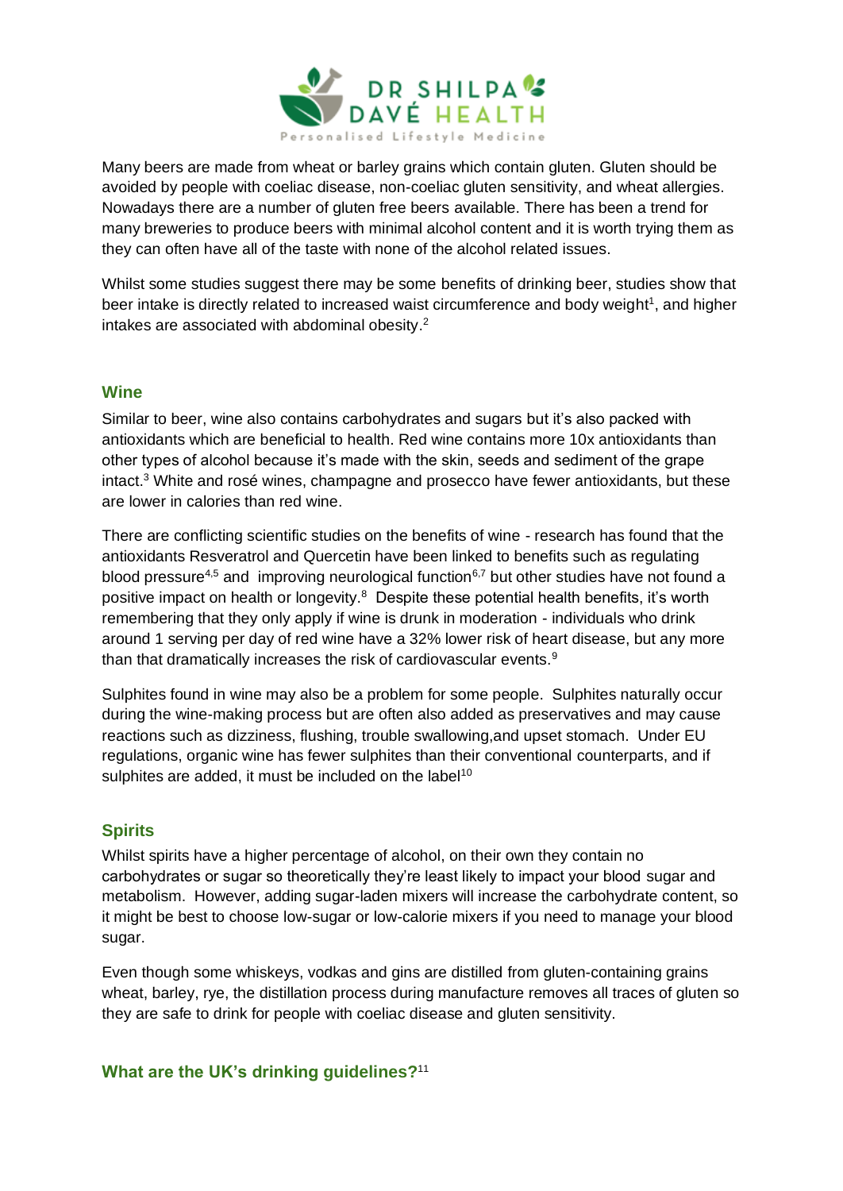Many beers are made from wheat or barley grains which contain gluten. Gluten should be avoided by people with coeliac disease, non-coeliac gluten sensitivity, and wheat allergies. Nowadays there are a number of gluten free beers available. There has been a trend for many breweries to produce beers with minimal alcohol content and it is worth trying them as they can often have all of the taste with none of the alcohol related issues.

Whilst some studies suggest there may be some benefits of drinking beer, studies show that beer intake is directly related to increased waist circumference and body weight[1], and higher intakes are associated with abdominal obesity.[2]

## Wine

Similar to beer, wine also contains carbohydrates and sugars but it's also packed with antioxidants which are beneficial to health. Red wine contains more 10x antioxidants than other types of alcohol because it's made with the skin, seeds and sediment of the grape intact.[3] White and rosé wines, champagne and prosecco have fewer antioxidants, but these are lower in calories than red wine.

There are conflicting scientific studies on the benefits of wine - research has found that the antioxidants Resveratrol and Quercetin have been linked to benefits such as regulating blood pressure[4,5] and improving neurological function[6,7] but other studies have not found a positive impact on health or longevity.[8] Despite these potential health benefits, it's worth remembering that they only apply if wine is drunk in moderation - individuals who drink around 1 serving per day of red wine have a 32% lower risk of heart disease, but any more than that dramatically increases the risk of cardiovascular events.[9]

Sulphites found in wine may also be a problem for some people. Sulphites naturally occur during the wine-making process but are often also added as preservatives and may cause reactions such as dizziness, flushing, trouble swallowing,and upset stomach. Under EU regulations, organic wine has fewer sulphites than their conventional counterparts, and if sulphites are added, it must be included on the label[10]

## Spirits

Whilst spirits have a higher percentage of alcohol, on their own they contain no carbohydrates or sugar so theoretically they're least likely to impact your blood sugar and metabolism. However, adding sugar-laden mixers will increase the carbohydrate content, so it might be best to choose low-sugar or low-calorie mixers if you need to manage your blood sugar.

Even though some whiskeys, vodkas and gins are distilled from gluten-containing grains wheat, barley, rye, the distillation process during manufacture removes all traces of gluten so they are safe to drink for people with coeliac disease and gluten sensitivity.

## What are the UK's drinking guidelines?[11]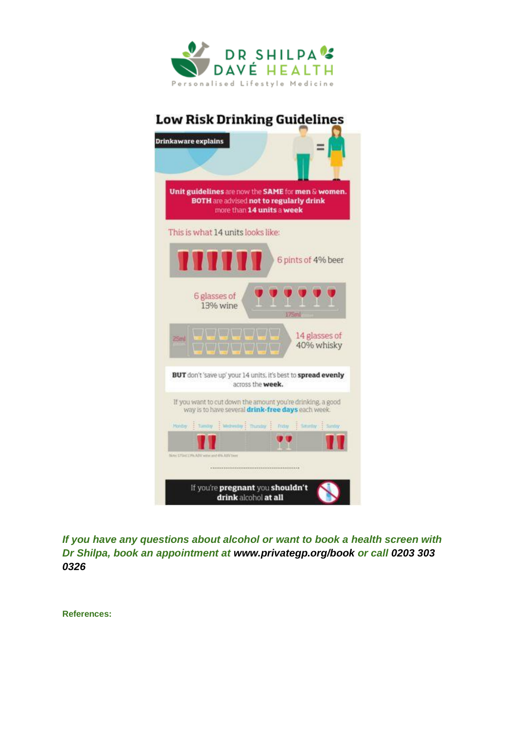DR SHILPA DAVÉ HEALTH

Personalised Lifestyle Medicine

## Low Risk Drinking Guidelines

Drinkaware explains

**Unit guidelines** are now the **SAME** for **men** & **women.** **BOTH** are advised **not to regularly drink** more than **14 units** a **week**

This is what 14 units looks like:

6 pints of 4% beer

6 glasses of 13% wine

175ml

25ml

14 glasses of 40% whisky

**BUT** don't 'save up' your 14 units, it's best to **spread evenly** across the **week.**

If you want to cut down the amount you're drinking, a good way is to have several **drink-free days** each week.

Monday | Tuesday | Wednesday | Thursday | Friday | Saturday | Sunday

If you're **pregnant** you **shouldn't drink** alcohol **at all**

***If you have any questions about alcohol or want to book a health screen with Dr Shilpa, book an appointment at www.privategp.org/book or call 0203 303 0326***

**References:**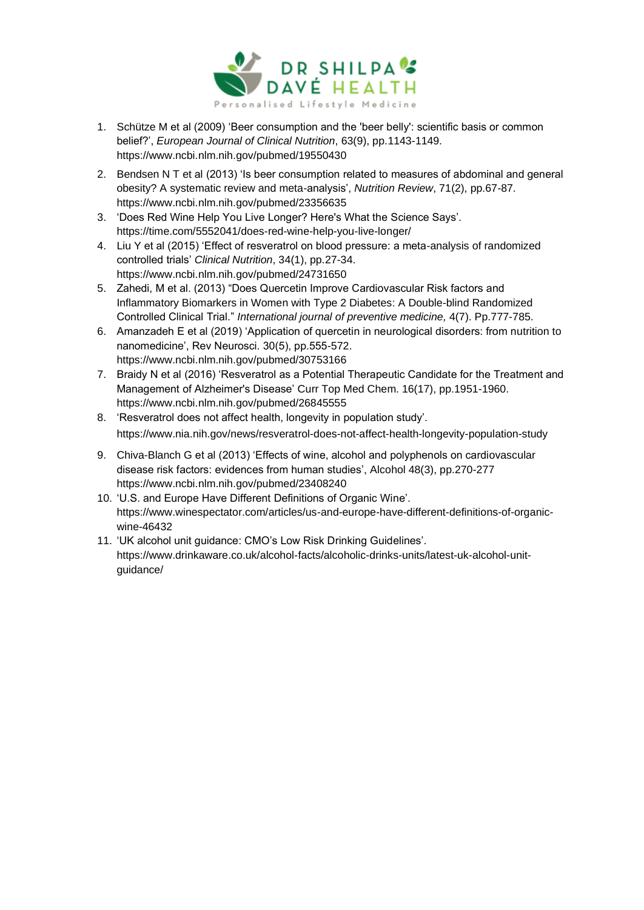1. Schütze M et al (2009) 'Beer consumption and the 'beer belly': scientific basis or common belief?', *European Journal of Clinical Nutrition*, 63(9), pp.1143-1149. https://www.ncbi.nlm.nih.gov/pubmed/19550430
2. Bendsen N T et al (2013) 'Is beer consumption related to measures of abdominal and general obesity? A systematic review and meta-analysis', *Nutrition Review*, 71(2), pp.67-87. https://www.ncbi.nlm.nih.gov/pubmed/23356635
3. 'Does Red Wine Help You Live Longer? Here's What the Science Says'. https://time.com/5552041/does-red-wine-help-you-live-longer/
4. Liu Y et al (2015) 'Effect of resveratrol on blood pressure: a meta-analysis of randomized controlled trials' *Clinical Nutrition*, 34(1), pp.27-34. https://www.ncbi.nlm.nih.gov/pubmed/24731650
5. Zahedi, M et al. (2013) "Does Quercetin Improve Cardiovascular Risk factors and Inflammatory Biomarkers in Women with Type 2 Diabetes: A Double-blind Randomized Controlled Clinical Trial." *International journal of preventive medicine,* 4(7). Pp.777-785.
6. Amanzadeh E et al (2019) 'Application of quercetin in neurological disorders: from nutrition to nanomedicine', Rev Neurosci. 30(5), pp.555-572. https://www.ncbi.nlm.nih.gov/pubmed/30753166
7. Braidy N et al (2016) 'Resveratrol as a Potential Therapeutic Candidate for the Treatment and Management of Alzheimer's Disease' Curr Top Med Chem. 16(17), pp.1951-1960. https://www.ncbi.nlm.nih.gov/pubmed/26845555
8. 'Resveratrol does not affect health, longevity in population study'. https://www.nia.nih.gov/news/resveratrol-does-not-affect-health-longevity-population-study
9. Chiva-Blanch G et al (2013) 'Effects of wine, alcohol and polyphenols on cardiovascular disease risk factors: evidences from human studies', Alcohol 48(3), pp.270-277 https://www.ncbi.nlm.nih.gov/pubmed/23408240
10. 'U.S. and Europe Have Different Definitions of Organic Wine'. https://www.winespectator.com/articles/us-and-europe-have-different-definitions-of-organic-wine-46432
11. 'UK alcohol unit guidance: CMO's Low Risk Drinking Guidelines'. https://www.drinkaware.co.uk/alcohol-facts/alcoholic-drinks-units/latest-uk-alcohol-unit-guidance/